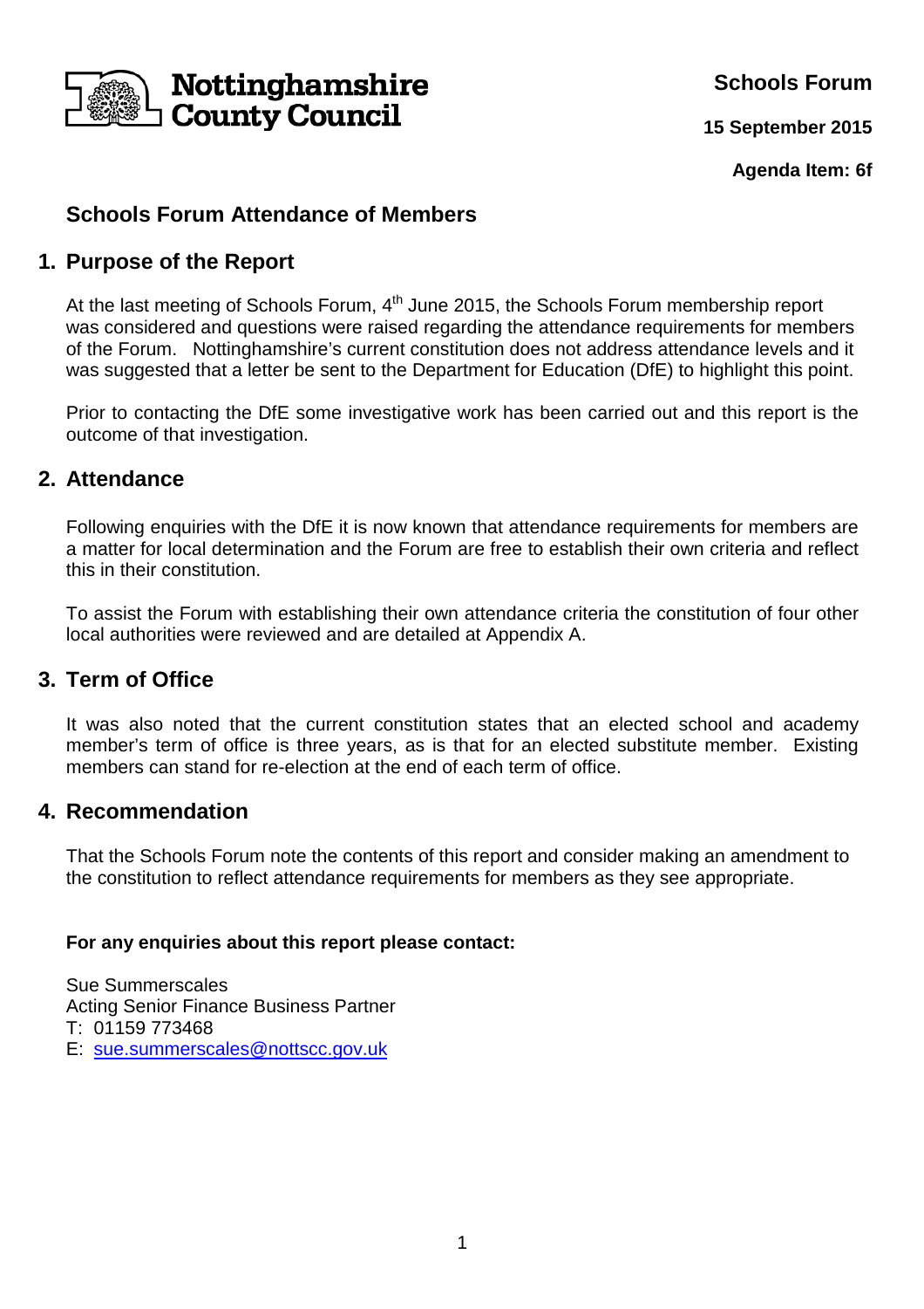Nottinghamshire County Council

**Schools Forum**

**15 September 2015**

**Agenda Item: 6f**

# Schools Forum Attendance of Members

## 1. Purpose of the Report

At the last meeting of Schools Forum, 4th June 2015, the Schools Forum membership report was considered and questions were raised regarding the attendance requirements for members of the Forum. Nottinghamshire's current constitution does not address attendance levels and it was suggested that a letter be sent to the Department for Education (DfE) to highlight this point.

Prior to contacting the DfE some investigative work has been carried out and this report is the outcome of that investigation.

## 2. Attendance

Following enquiries with the DfE it is now known that attendance requirements for members are a matter for local determination and the Forum are free to establish their own criteria and reflect this in their constitution.

To assist the Forum with establishing their own attendance criteria the constitution of four other local authorities were reviewed and are detailed at Appendix A.

## 3. Term of Office

It was also noted that the current constitution states that an elected school and academy member's term of office is three years, as is that for an elected substitute member. Existing members can stand for re-election at the end of each term of office.

## 4. Recommendation

That the Schools Forum note the contents of this report and consider making an amendment to the constitution to reflect attendance requirements for members as they see appropriate.

**For any enquiries about this report please contact:**

Sue Summerscales
Acting Senior Finance Business Partner
T: 01159 773468
E: sue.summerscales@nottscc.gov.uk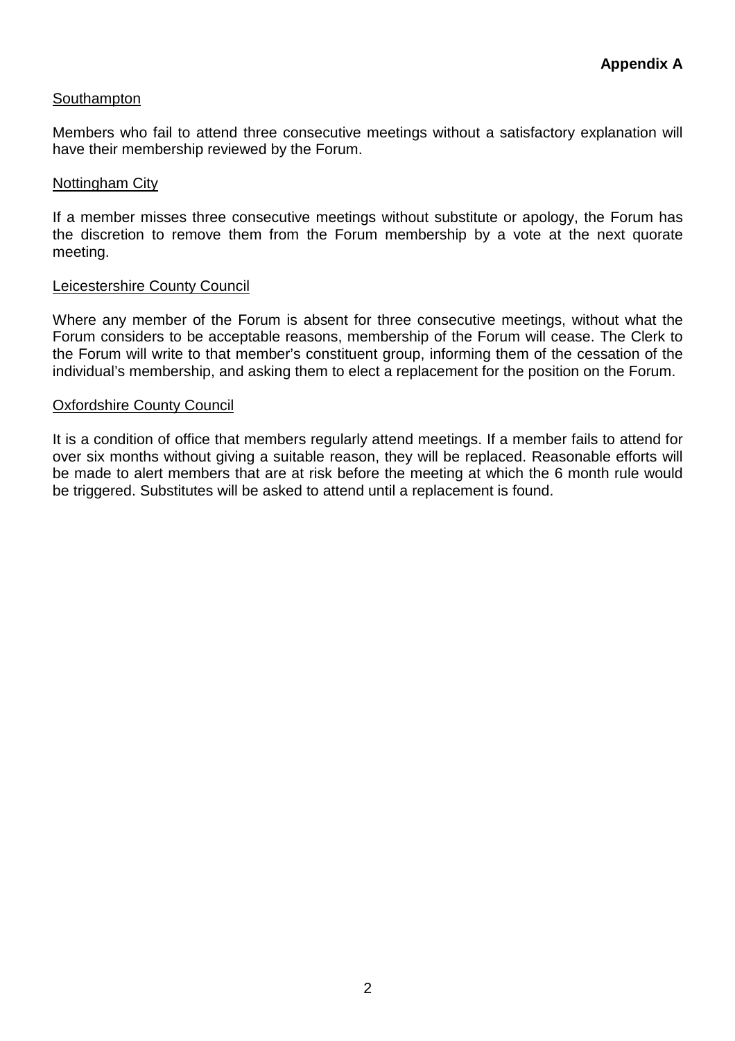**Appendix A**

Southampton

Members who fail to attend three consecutive meetings without a satisfactory explanation will have their membership reviewed by the Forum.

Nottingham City

If a member misses three consecutive meetings without substitute or apology, the Forum has the discretion to remove them from the Forum membership by a vote at the next quorate meeting.

Leicestershire County Council

Where any member of the Forum is absent for three consecutive meetings, without what the Forum considers to be acceptable reasons, membership of the Forum will cease. The Clerk to the Forum will write to that member's constituent group, informing them of the cessation of the individual's membership, and asking them to elect a replacement for the position on the Forum.

Oxfordshire County Council

It is a condition of office that members regularly attend meetings. If a member fails to attend for over six months without giving a suitable reason, they will be replaced. Reasonable efforts will be made to alert members that are at risk before the meeting at which the 6 month rule would be triggered. Substitutes will be asked to attend until a replacement is found.